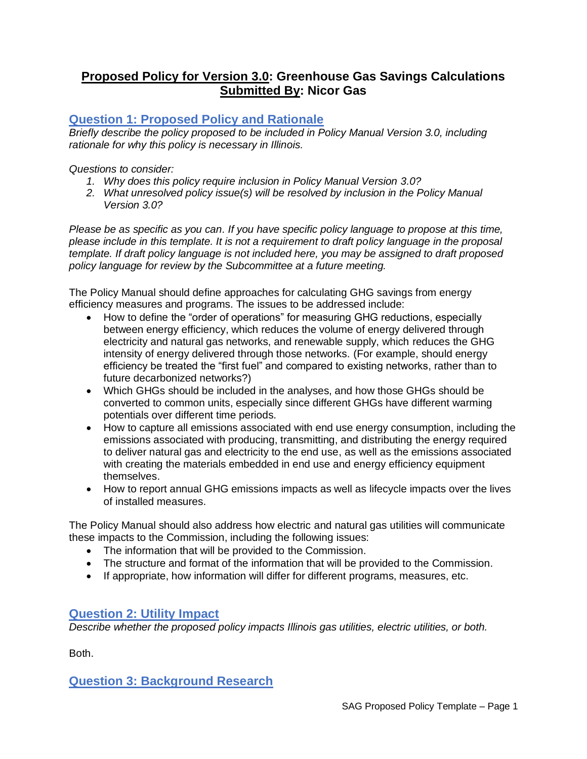# **Proposed Policy for Version 3.0: Greenhouse Gas Savings Calculations**
# **Submitted By: Nicor Gas**

## Question 1: Proposed Policy and Rationale

*Briefly describe the policy proposed to be included in Policy Manual Version 3.0, including rationale for why this policy is necessary in Illinois.*

*Questions to consider:*

1. *Why does this policy require inclusion in Policy Manual Version 3.0?*
2. *What unresolved policy issue(s) will be resolved by inclusion in the Policy Manual Version 3.0?*

*Please be as specific as you can. If you have specific policy language to propose at this time, please include in this template. It is not a requirement to draft policy language in the proposal template. If draft policy language is not included here, you may be assigned to draft proposed policy language for review by the Subcommittee at a future meeting.*

The Policy Manual should define approaches for calculating GHG savings from energy efficiency measures and programs. The issues to be addressed include:

- How to define the "order of operations" for measuring GHG reductions, especially between energy efficiency, which reduces the volume of energy delivered through electricity and natural gas networks, and renewable supply, which reduces the GHG intensity of energy delivered through those networks. (For example, should energy efficiency be treated the "first fuel" and compared to existing networks, rather than to future decarbonized networks?)
- Which GHGs should be included in the analyses, and how those GHGs should be converted to common units, especially since different GHGs have different warming potentials over different time periods.
- How to capture all emissions associated with end use energy consumption, including the emissions associated with producing, transmitting, and distributing the energy required to deliver natural gas and electricity to the end use, as well as the emissions associated with creating the materials embedded in end use and energy efficiency equipment themselves.
- How to report annual GHG emissions impacts as well as lifecycle impacts over the lives of installed measures.

The Policy Manual should also address how electric and natural gas utilities will communicate these impacts to the Commission, including the following issues:

- The information that will be provided to the Commission.
- The structure and format of the information that will be provided to the Commission.
- If appropriate, how information will differ for different programs, measures, etc.

## Question 2: Utility Impact

*Describe whether the proposed policy impacts Illinois gas utilities, electric utilities, or both.*

Both.

## Question 3: Background Research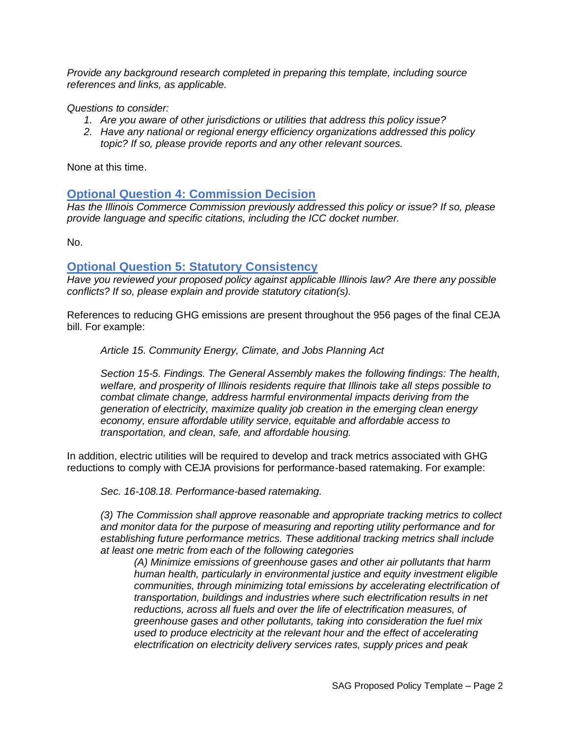*Provide any background research completed in preparing this template, including source references and links, as applicable.*

*Questions to consider:*

1. *Are you aware of other jurisdictions or utilities that address this policy issue?*
2. *Have any national or regional energy efficiency organizations addressed this policy topic? If so, please provide reports and any other relevant sources.*

None at this time.

## Optional Question 4: Commission Decision

*Has the Illinois Commerce Commission previously addressed this policy or issue? If so, please provide language and specific citations, including the ICC docket number.*

No.

## Optional Question 5: Statutory Consistency

*Have you reviewed your proposed policy against applicable Illinois law? Are there any possible conflicts? If so, please explain and provide statutory citation(s).*

References to reducing GHG emissions are present throughout the 956 pages of the final CEJA bill. For example:

> *Article 15. Community Energy, Climate, and Jobs Planning Act*
>
> *Section 15-5. Findings. The General Assembly makes the following findings: The health, welfare, and prosperity of Illinois residents require that Illinois take all steps possible to combat climate change, address harmful environmental impacts deriving from the generation of electricity, maximize quality job creation in the emerging clean energy economy, ensure affordable utility service, equitable and affordable access to transportation, and clean, safe, and affordable housing.*

In addition, electric utilities will be required to develop and track metrics associated with GHG reductions to comply with CEJA provisions for performance-based ratemaking. For example:

> *Sec. 16-108.18. Performance-based ratemaking.*
>
> *(3) The Commission shall approve reasonable and appropriate tracking metrics to collect and monitor data for the purpose of measuring and reporting utility performance and for establishing future performance metrics. These additional tracking metrics shall include at least one metric from each of the following categories*
>
> > *(A) Minimize emissions of greenhouse gases and other air pollutants that harm human health, particularly in environmental justice and equity investment eligible communities, through minimizing total emissions by accelerating electrification of transportation, buildings and industries where such electrification results in net reductions, across all fuels and over the life of electrification measures, of greenhouse gases and other pollutants, taking into consideration the fuel mix used to produce electricity at the relevant hour and the effect of accelerating electrification on electricity delivery services rates, supply prices and peak*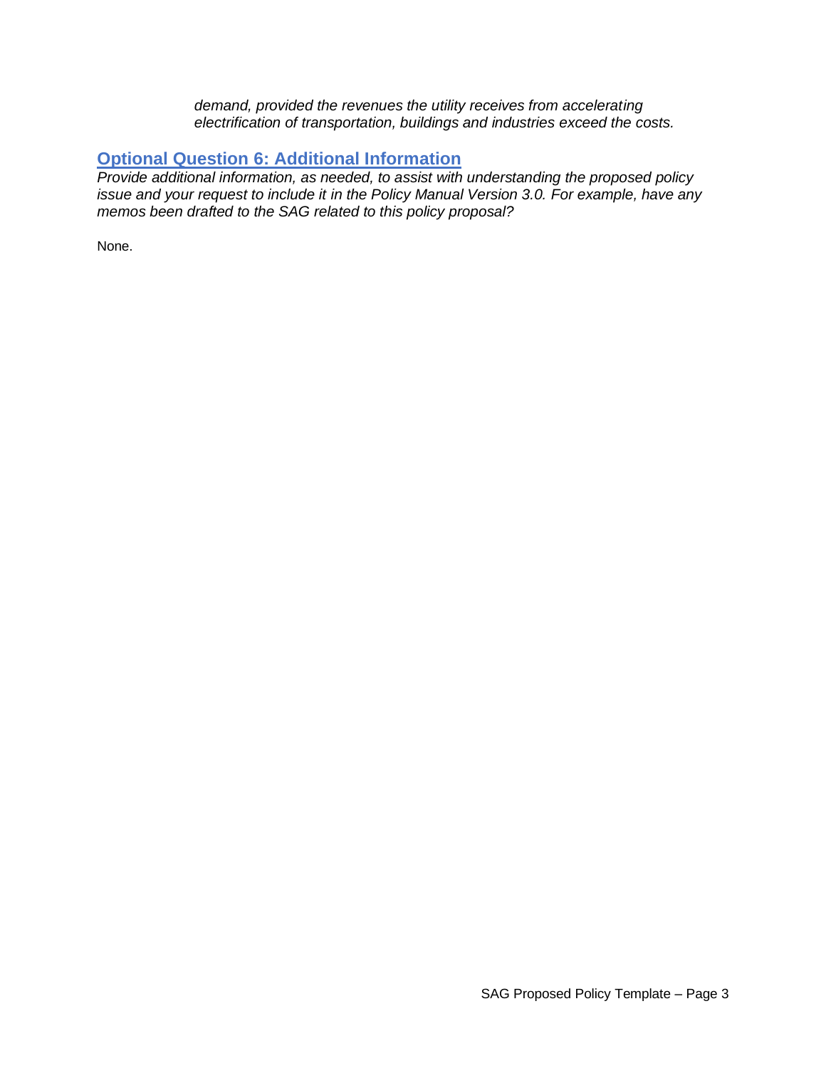> *demand, provided the revenues the utility receives from accelerating electrification of transportation, buildings and industries exceed the costs.*

## Optional Question 6: Additional Information

*Provide additional information, as needed, to assist with understanding the proposed policy issue and your request to include it in the Policy Manual Version 3.0. For example, have any memos been drafted to the SAG related to this policy proposal?*

None.